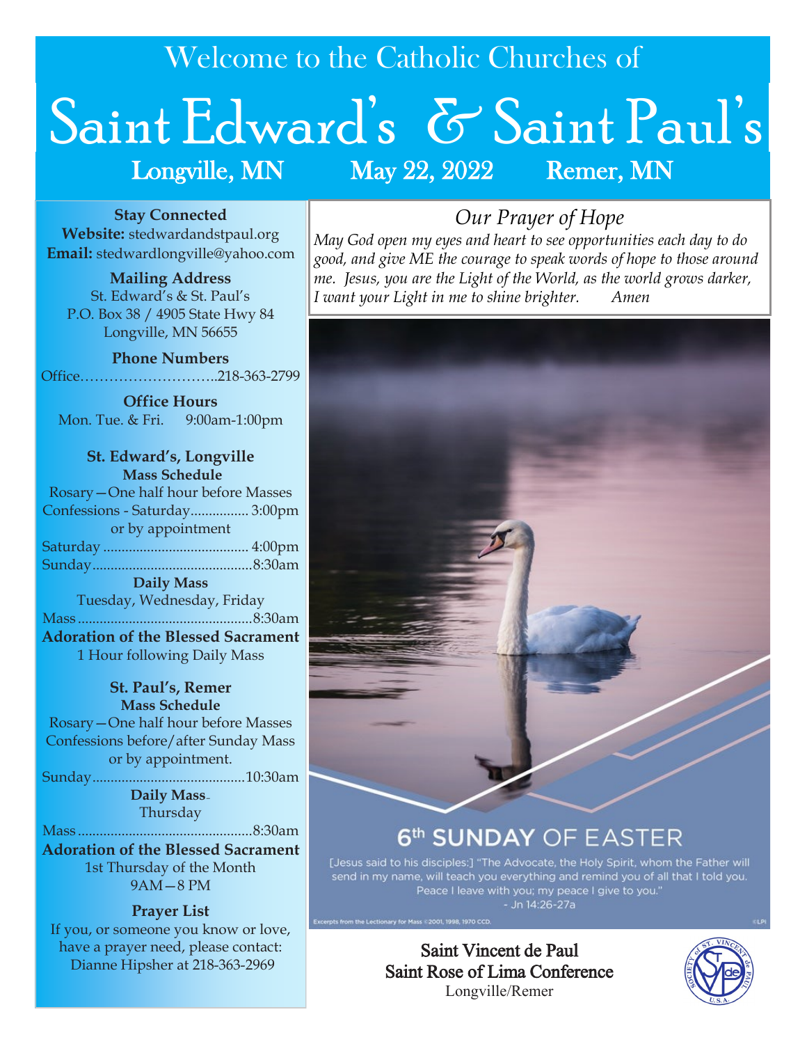# Welcome to the Catholic Churches of

# Saint Edward's & Saint Paul's

**Longville, MN** — **May 22, 2022** — **Remer, MN**

**Stay Connected**
**Website:** stedwardandstpaul.org
**Email:** stedwardlongville@yahoo.com

**Mailing Address**
St. Edward's & St. Paul's
P.O. Box 38 / 4905 State Hwy 84
Longville, MN 56655

**Phone Numbers**
Office..........................218-363-2799

**Office Hours**
Mon. Tue. & Fri. 9:00am-1:00pm

**St. Edward's, Longville**
**Mass Schedule**
Rosary—One half hour before Masses
Confessions - Saturday................ 3:00pm
or by appointment
Saturday ........................................ 4:00pm
Sunday............................................8:30am
**Daily Mass**
Tuesday, Wednesday, Friday
Mass ................................................8:30am
**Adoration of the Blessed Sacrament**
1 Hour following Daily Mass

**St. Paul's, Remer**
**Mass Schedule**
Rosary—One half hour before Masses
Confessions before/after Sunday Mass
or by appointment.
Sunday..........................................10:30am
**Daily Mass**
Thursday
Mass ................................................8:30am
**Adoration of the Blessed Sacrament**
1st Thursday of the Month
9AM—8 PM

**Prayer List**
If you, or someone you know or love, have a prayer need, please contact:
Dianne Hipsher at 218-363-2969

## *Our Prayer of Hope*

*May God open my eyes and heart to see opportunities each day to do good, and give ME the courage to speak words of hope to those around me. Jesus, you are the Light of the World, as the world grows darker, I want your Light in me to shine brighter. Amen*

## 6th SUNDAY OF EASTER

[Jesus said to his disciples:] "The Advocate, the Holy Spirit, whom the Father will send in my name, will teach you everything and remind you of all that I told you. Peace I leave with you; my peace I give to you."
- Jn 14:26-27a

Excerpts from the Lectionary for Mass ©2001, 1998, 1970 CCD.

**Saint Vincent de Paul**
**Saint Rose of Lima Conference**
Longville/Remer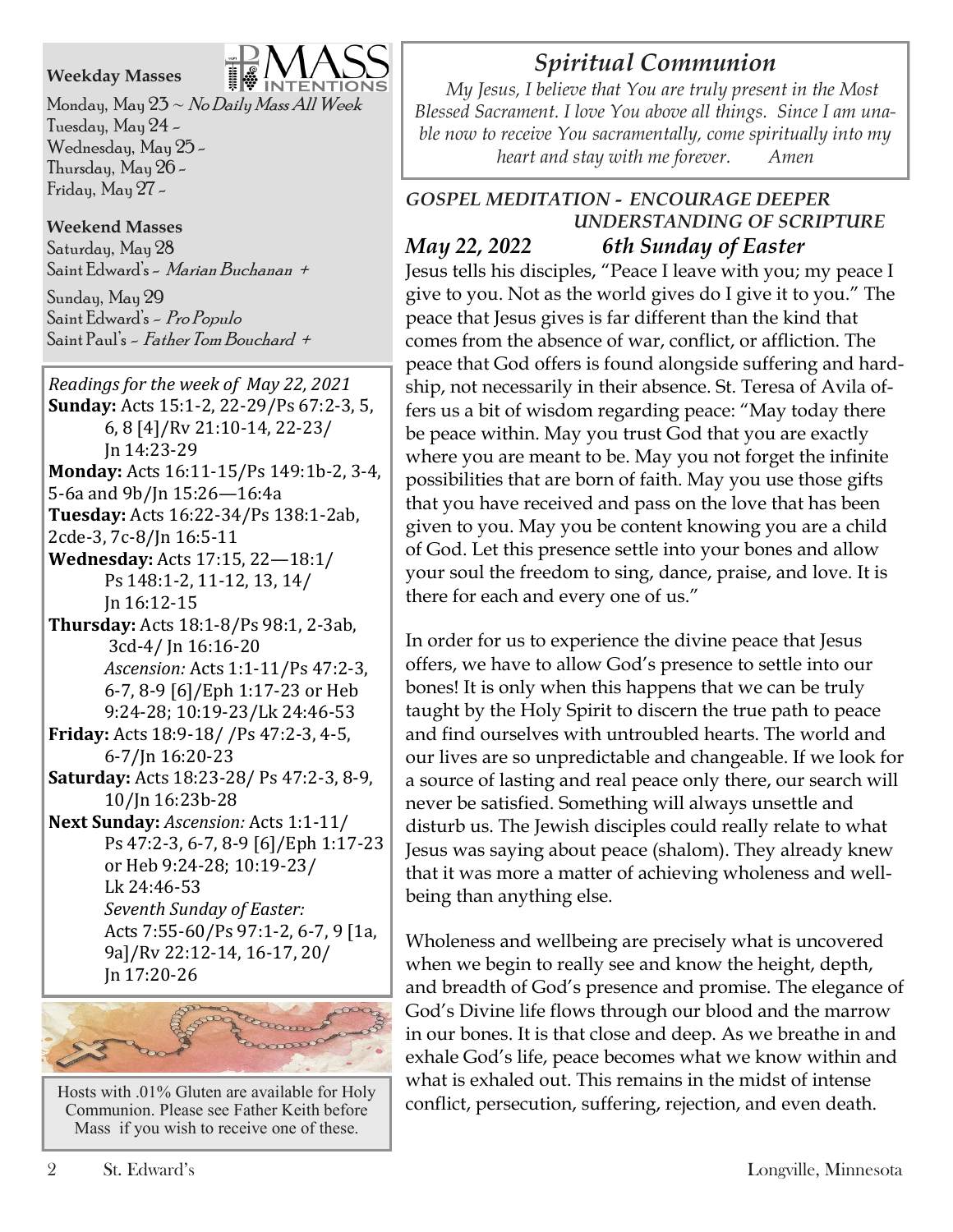**Weekday Masses**

MASS INTENTIONS

Monday, May 23 ~ *No Daily Mass All Week*
Tuesday, May 24 -
Wednesday, May 25 -
Thursday, May 26 -
Friday, May 27 -

**Weekend Masses**

Saturday, May 28
Saint Edward's - *Marian Buchanan +*

Sunday, May 29
Saint Edward's - *Pro Populo*
Saint Paul's - *Father Tom Bouchard +*

*Readings for the week of May 22, 2021*

**Sunday:** Acts 15:1-2, 22-29/Ps 67:2-3, 5, 6, 8 [4]/Rv 21:10-14, 22-23/ Jn 14:23-29

**Monday:** Acts 16:11-15/Ps 149:1b-2, 3-4, 5-6a and 9b/Jn 15:26—16:4a

**Tuesday:** Acts 16:22-34/Ps 138:1-2ab, 2cde-3, 7c-8/Jn 16:5-11

**Wednesday:** Acts 17:15, 22—18:1/ Ps 148:1-2, 11-12, 13, 14/ Jn 16:12-15

**Thursday:** Acts 18:1-8/Ps 98:1, 2-3ab, 3cd-4/ Jn 16:16-20
*Ascension:* Acts 1:1-11/Ps 47:2-3, 6-7, 8-9 [6]/Eph 1:17-23 or Heb 9:24-28; 10:19-23/Lk 24:46-53

**Friday:** Acts 18:9-18/ /Ps 47:2-3, 4-5, 6-7/Jn 16:20-23

**Saturday:** Acts 18:23-28/ Ps 47:2-3, 8-9, 10/Jn 16:23b-28

**Next Sunday:** *Ascension:* Acts 1:1-11/ Ps 47:2-3, 6-7, 8-9 [6]/Eph 1:17-23 or Heb 9:24-28; 10:19-23/ Lk 24:46-53
*Seventh Sunday of Easter:* Acts 7:55-60/Ps 97:1-2, 6-7, 9 [1a, 9a]/Rv 22:12-14, 16-17, 20/ Jn 17:20-26

Hosts with .01% Gluten are available for Holy Communion. Please see Father Keith before Mass if you wish to receive one of these.

## *Spiritual Communion*

*My Jesus, I believe that You are truly present in the Most Blessed Sacrament. I love You above all things. Since I am unable now to receive You sacramentally, come spiritually into my heart and stay with me forever. Amen*

### *GOSPEL MEDITATION - ENCOURAGE DEEPER UNDERSTANDING OF SCRIPTURE*

### *May 22, 2022 6th Sunday of Easter*

Jesus tells his disciples, "Peace I leave with you; my peace I give to you. Not as the world gives do I give it to you." The peace that Jesus gives is far different than the kind that comes from the absence of war, conflict, or affliction. The peace that God offers is found alongside suffering and hardship, not necessarily in their absence. St. Teresa of Avila offers us a bit of wisdom regarding peace: "May today there be peace within. May you trust God that you are exactly where you are meant to be. May you not forget the infinite possibilities that are born of faith. May you use those gifts that you have received and pass on the love that has been given to you. May you be content knowing you are a child of God. Let this presence settle into your bones and allow your soul the freedom to sing, dance, praise, and love. It is there for each and every one of us."

In order for us to experience the divine peace that Jesus offers, we have to allow God's presence to settle into our bones! It is only when this happens that we can be truly taught by the Holy Spirit to discern the true path to peace and find ourselves with untroubled hearts. The world and our lives are so unpredictable and changeable. If we look for a source of lasting and real peace only there, our search will never be satisfied. Something will always unsettle and disturb us. The Jewish disciples could really relate to what Jesus was saying about peace (shalom). They already knew that it was more a matter of achieving wholeness and wellbeing than anything else.

Wholeness and wellbeing are precisely what is uncovered when we begin to really see and know the height, depth, and breadth of God's presence and promise. The elegance of God's Divine life flows through our blood and the marrow in our bones. It is that close and deep. As we breathe in and exhale God's life, peace becomes what we know within and what is exhaled out. This remains in the midst of intense conflict, persecution, suffering, rejection, and even death.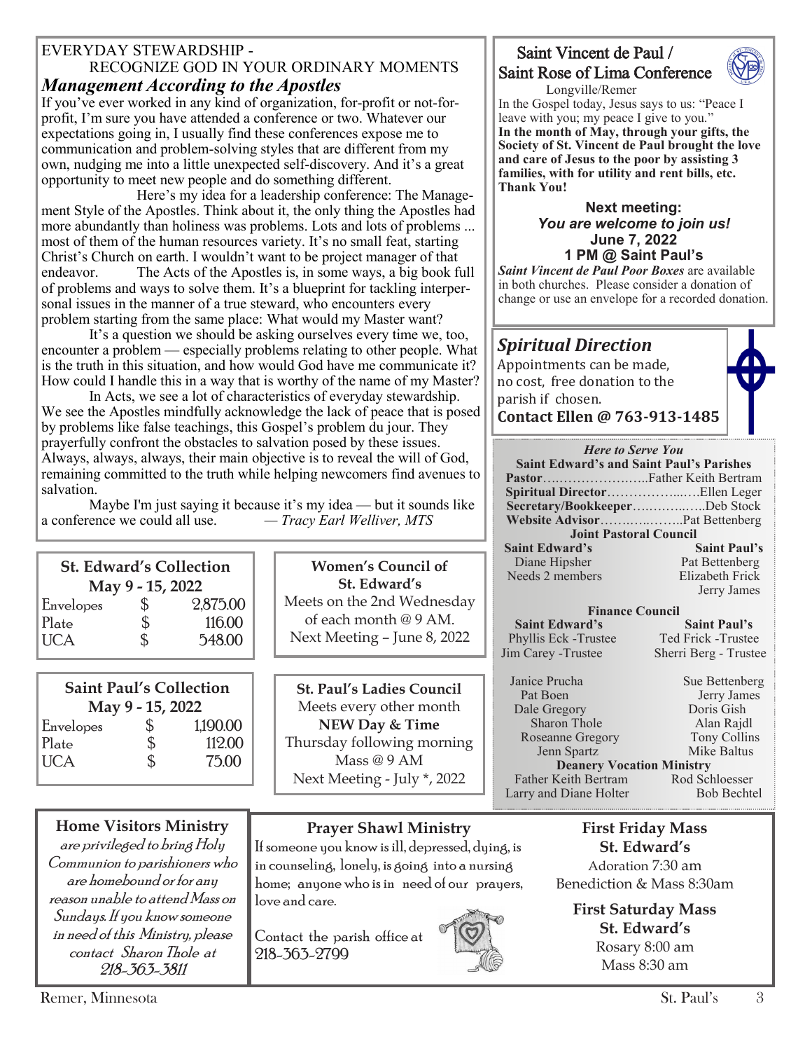## EVERYDAY STEWARDSHIP - RECOGNIZE GOD IN YOUR ORDINARY MOMENTS

### *Management According to the Apostles*

If you've ever worked in any kind of organization, for-profit or not-for-profit, I'm sure you have attended a conference or two. Whatever our expectations going in, I usually find these conferences expose me to communication and problem-solving styles that are different from my own, nudging me into a little unexpected self-discovery. And it's a great opportunity to meet new people and do something different.

Here's my idea for a leadership conference: The Management Style of the Apostles. Think about it, the only thing the Apostles had more abundantly than holiness was problems. Lots and lots of problems ... most of them of the human resources variety. It's no small feat, starting Christ's Church on earth. I wouldn't want to be project manager of that endeavor. The Acts of the Apostles is, in some ways, a big book full of problems and ways to solve them. It's a blueprint for tackling interpersonal issues in the manner of a true steward, who encounters every problem starting from the same place: What would my Master want?

It's a question we should be asking ourselves every time we, too, encounter a problem — especially problems relating to other people. What is the truth in this situation, and how would God have me communicate it? How could I handle this in a way that is worthy of the name of my Master?

In Acts, we see a lot of characteristics of everyday stewardship. We see the Apostles mindfully acknowledge the lack of peace that is posed by problems like false teachings, this Gospel's problem du jour. They prayerfully confront the obstacles to salvation posed by these issues. Always, always, always, their main objective is to reveal the will of God, remaining committed to the truth while helping newcomers find avenues to salvation.

Maybe I'm just saying it because it's my idea — but it sounds like a conference we could all use. *— Tracy Earl Welliver, MTS*

### St. Edward's Collection May 9 - 15, 2022

| | | |
|---|---|---|
| Envelopes | $ | 2,875.00 |
| Plate | $ | 116.00 |
| UCA | $ | 548.00 |

### Women's Council of St. Edward's

Meets on the 2nd Wednesday of each month @ 9 AM.
Next Meeting – June 8, 2022

### Saint Paul's Collection May 9 - 15, 2022

| | | |
|---|---|---|
| Envelopes | $ | 1,190.00 |
| Plate | $ | 112.00 |
| UCA | $ | 75.00 |

### St. Paul's Ladies Council

Meets every other month
**NEW Day & Time**
Thursday following morning Mass @ 9 AM
Next Meeting - July *, 2022

### Saint Vincent de Paul / Saint Rose of Lima Conference

Longville/Remer

In the Gospel today, Jesus says to us: "Peace I leave with you; my peace I give to you."

**In the month of May, through your gifts, the Society of St. Vincent de Paul brought the love and care of Jesus to the poor by assisting 3 families, with for utility and rent bills, etc. Thank You!**

**Next meeting:**
***You are welcome to join us!***
**June 7, 2022**
**1 PM @ Saint Paul's**

***Saint Vincent de Paul Poor Boxes*** are available in both churches. Please consider a donation of change or use an envelope for a recorded donation.

### *Spiritual Direction*

Appointments can be made, no cost, free donation to the parish if chosen.
**Contact Ellen @ 763-913-1485**

### *Here to Serve You*

**Saint Edward's and Saint Paul's Parishes**

**Pastor**……………………..Father Keith Bertram
**Spiritual Director**……………...….Ellen Leger
**Secretary/Bookkeeper**….……..…..Deb Stock
**Website Advisor**……..…..…....Pat Bettenberg

**Joint Pastoral Council**

| Saint Edward's | Saint Paul's |
|---|---|
| Diane Hipsher | Pat Bettenberg |
| Needs 2 members | Elizabeth Frick |
| | Jerry James |

**Finance Council**

| Saint Edward's | Saint Paul's |
|---|---|
| Phyllis Eck -Trustee | Ted Frick -Trustee |
| Jim Carey -Trustee | Sherri Berg - Trustee |
| Janice Prucha | Sue Bettenberg |
| Pat Boen | Jerry James |
| Dale Gregory | Doris Gish |
| Sharon Thole | Alan Rajdl |
| Roseanne Gregory | Tony Collins |
| Jenn Spartz | Mike Baltus |

**Deanery Vocation Ministry**

| | |
|---|---|
| Father Keith Bertram | Rod Schloesser |
| Larry and Diane Holter | Bob Bechtel |

### Home Visitors Ministry

*are privileged to bring Holy Communion to parishioners who are homebound or for any reason unable to attend Mass on Sundays. If you know someone in need of this Ministry, please contact Sharon Thole at 218-363-3811*

### Prayer Shawl Ministry

If someone you know is ill, depressed, dying, is in counseling, lonely, is going into a nursing home; anyone who is in need of our prayers, love and care.

Contact the parish office at 218-363-2799

### First Friday Mass St. Edward's

Adoration 7:30 am
Benediction & Mass 8:30am

### First Saturday Mass St. Edward's

Rosary 8:00 am
Mass 8:30 am

Remer, Minnesota